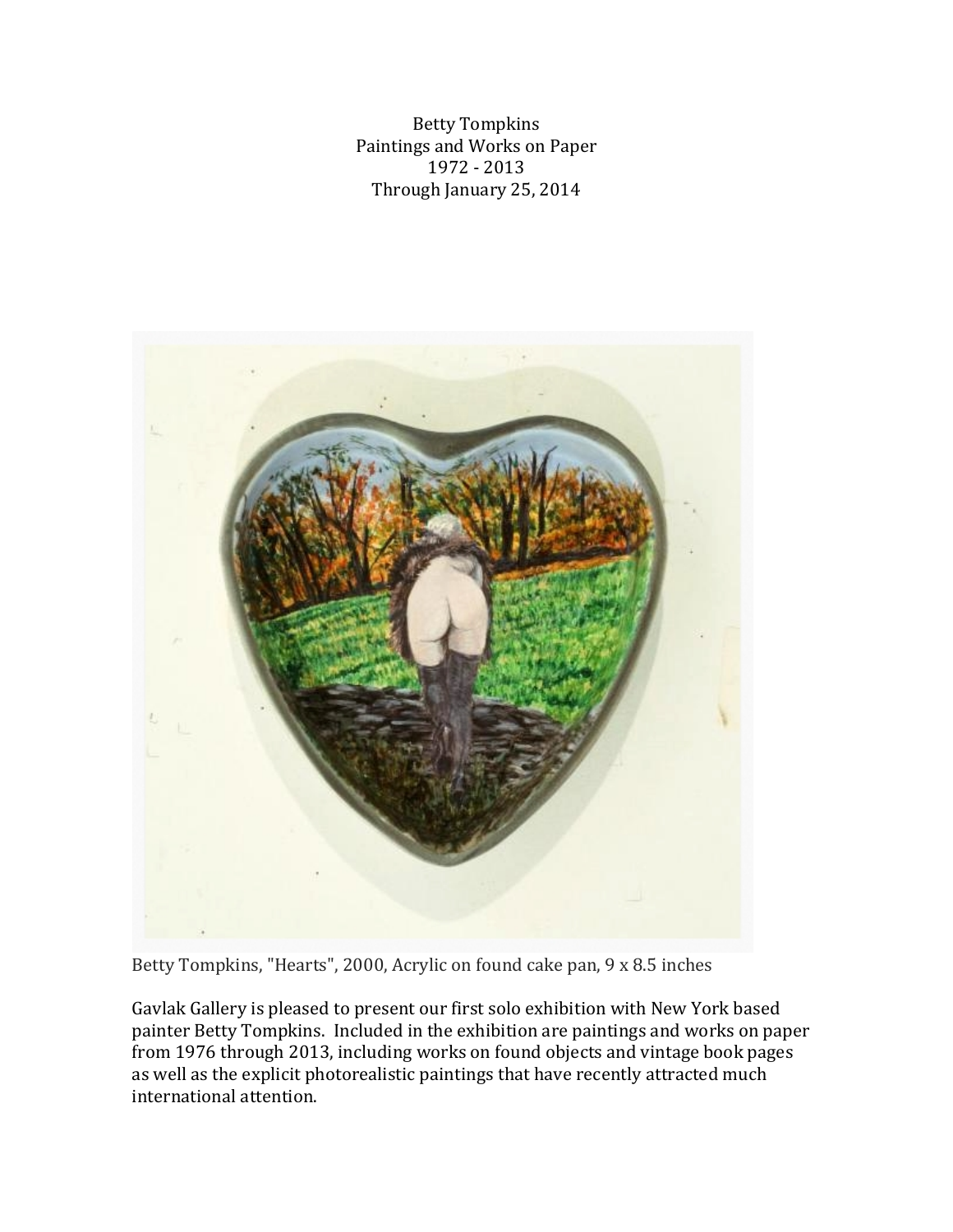Betty Tompkins
Paintings and Works on Paper
1972 - 2013
Through January 25, 2014

Betty Tompkins, "Hearts", 2000, Acrylic on found cake pan, 9 x 8.5 inches

Gavlak Gallery is pleased to present our first solo exhibition with New York based painter Betty Tompkins. Included in the exhibition are paintings and works on paper from 1976 through 2013, including works on found objects and vintage book pages as well as the explicit photorealistic paintings that have recently attracted much international attention.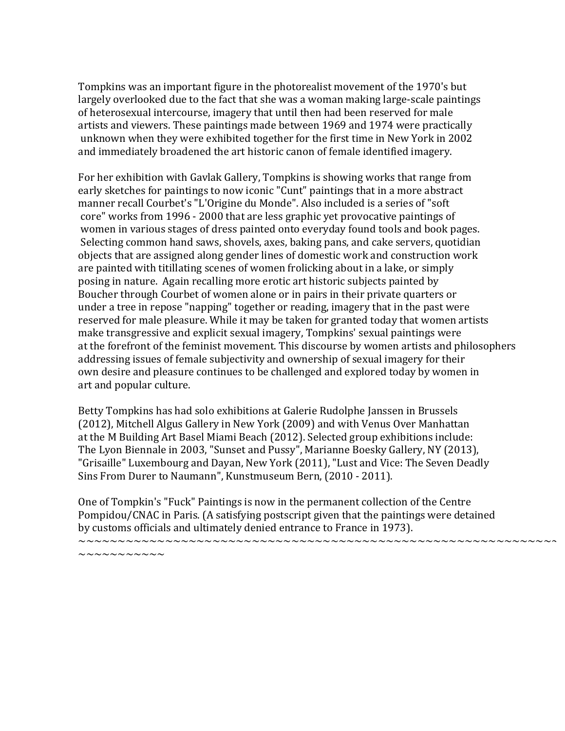Tompkins was an important figure in the photorealist movement of the 1970's but largely overlooked due to the fact that she was a woman making large-scale paintings of heterosexual intercourse, imagery that until then had been reserved for male artists and viewers. These paintings made between 1969 and 1974 were practically unknown when they were exhibited together for the first time in New York in 2002 and immediately broadened the art historic canon of female identified imagery.

For her exhibition with Gavlak Gallery, Tompkins is showing works that range from early sketches for paintings to now iconic "Cunt" paintings that in a more abstract manner recall Courbet's "L'Origine du Monde". Also included is a series of "soft core" works from 1996 - 2000 that are less graphic yet provocative paintings of women in various stages of dress painted onto everyday found tools and book pages. Selecting common hand saws, shovels, axes, baking pans, and cake servers, quotidian objects that are assigned along gender lines of domestic work and construction work are painted with titillating scenes of women frolicking about in a lake, or simply posing in nature. Again recalling more erotic art historic subjects painted by Boucher through Courbet of women alone or in pairs in their private quarters or under a tree in repose "napping" together or reading, imagery that in the past were reserved for male pleasure. While it may be taken for granted today that women artists make transgressive and explicit sexual imagery, Tompkins' sexual paintings were at the forefront of the feminist movement. This discourse by women artists and philosophers addressing issues of female subjectivity and ownership of sexual imagery for their own desire and pleasure continues to be challenged and explored today by women in art and popular culture.

Betty Tompkins has had solo exhibitions at Galerie Rudolphe Janssen in Brussels (2012), Mitchell Algus Gallery in New York (2009) and with Venus Over Manhattan at the M Building Art Basel Miami Beach (2012). Selected group exhibitions include: The Lyon Biennale in 2003, "Sunset and Pussy", Marianne Boesky Gallery, NY (2013), "Grisaille" Luxembourg and Dayan, New York (2011), "Lust and Vice: The Seven Deadly Sins From Durer to Naumann", Kunstmuseum Bern, (2010 - 2011).

One of Tompkin's "Fuck" Paintings is now in the permanent collection of the Centre Pompidou/CNAC in Paris. (A satisfying postscript given that the paintings were detained by customs officials and ultimately denied entrance to France in 1973).

~~~~~~~~~~~~~~~~~~~~~~~~~~~~~~~~~~~~~~~~~~~~~~~~~~~~~~~~~~~~~~~~~~~~~~~~~~~